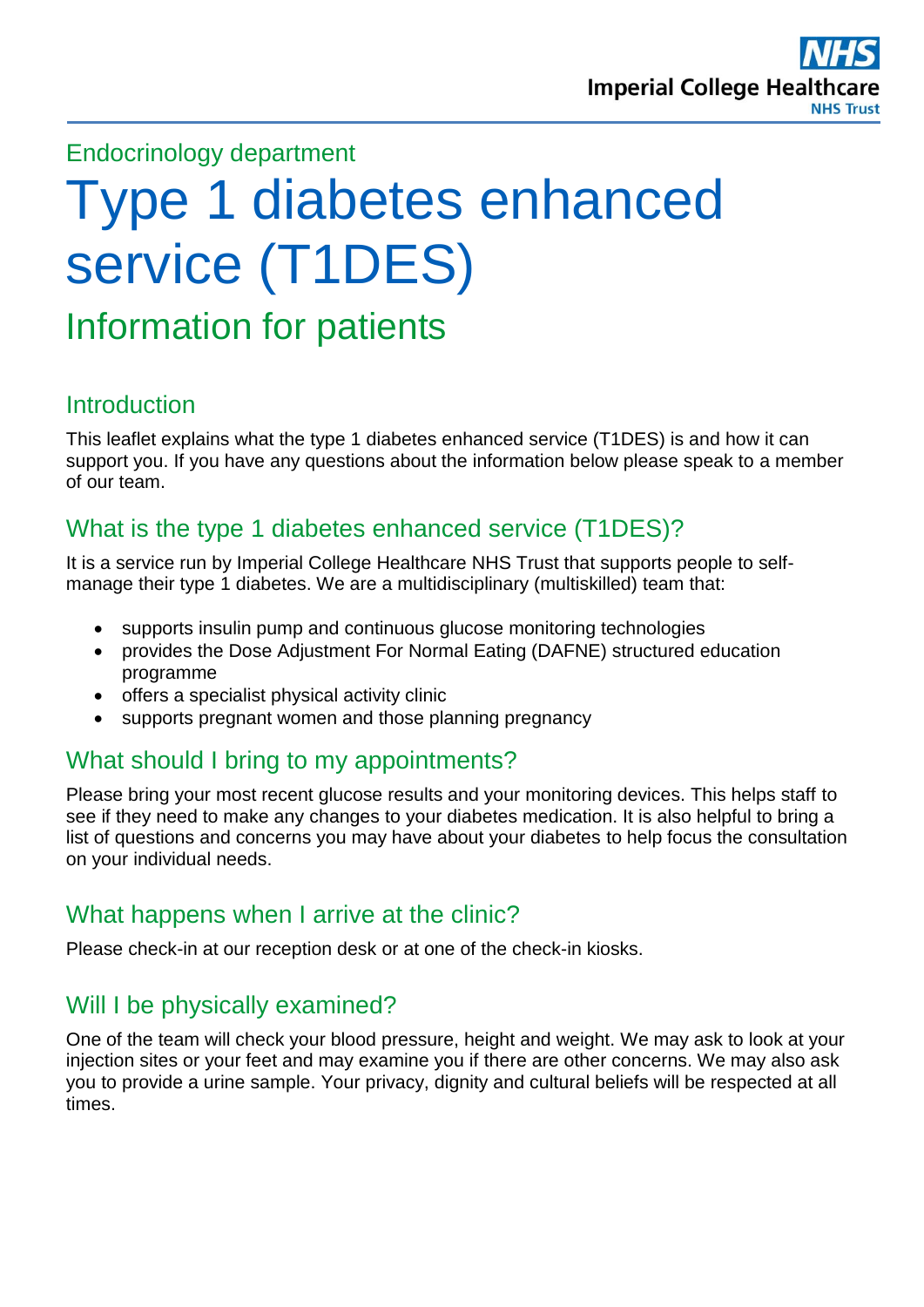Endocrinology department

# Type 1 diabetes enhanced service (T1DES)

## Information for patients

### Introduction

This leaflet explains what the type 1 diabetes enhanced service (T1DES) is and how it can support you. If you have any questions about the information below please speak to a member of our team.

### What is the type 1 diabetes enhanced service (T1DES)?

It is a service run by Imperial College Healthcare NHS Trust that supports people to self-manage their type 1 diabetes. We are a multidisciplinary (multiskilled) team that:

- supports insulin pump and continuous glucose monitoring technologies
- provides the Dose Adjustment For Normal Eating (DAFNE) structured education programme
- offers a specialist physical activity clinic
- supports pregnant women and those planning pregnancy

### What should I bring to my appointments?

Please bring your most recent glucose results and your monitoring devices. This helps staff to see if they need to make any changes to your diabetes medication. It is also helpful to bring a list of questions and concerns you may have about your diabetes to help focus the consultation on your individual needs.

### What happens when I arrive at the clinic?

Please check-in at our reception desk or at one of the check-in kiosks.

### Will I be physically examined?

One of the team will check your blood pressure, height and weight. We may ask to look at your injection sites or your feet and may examine you if there are other concerns. We may also ask you to provide a urine sample. Your privacy, dignity and cultural beliefs will be respected at all times.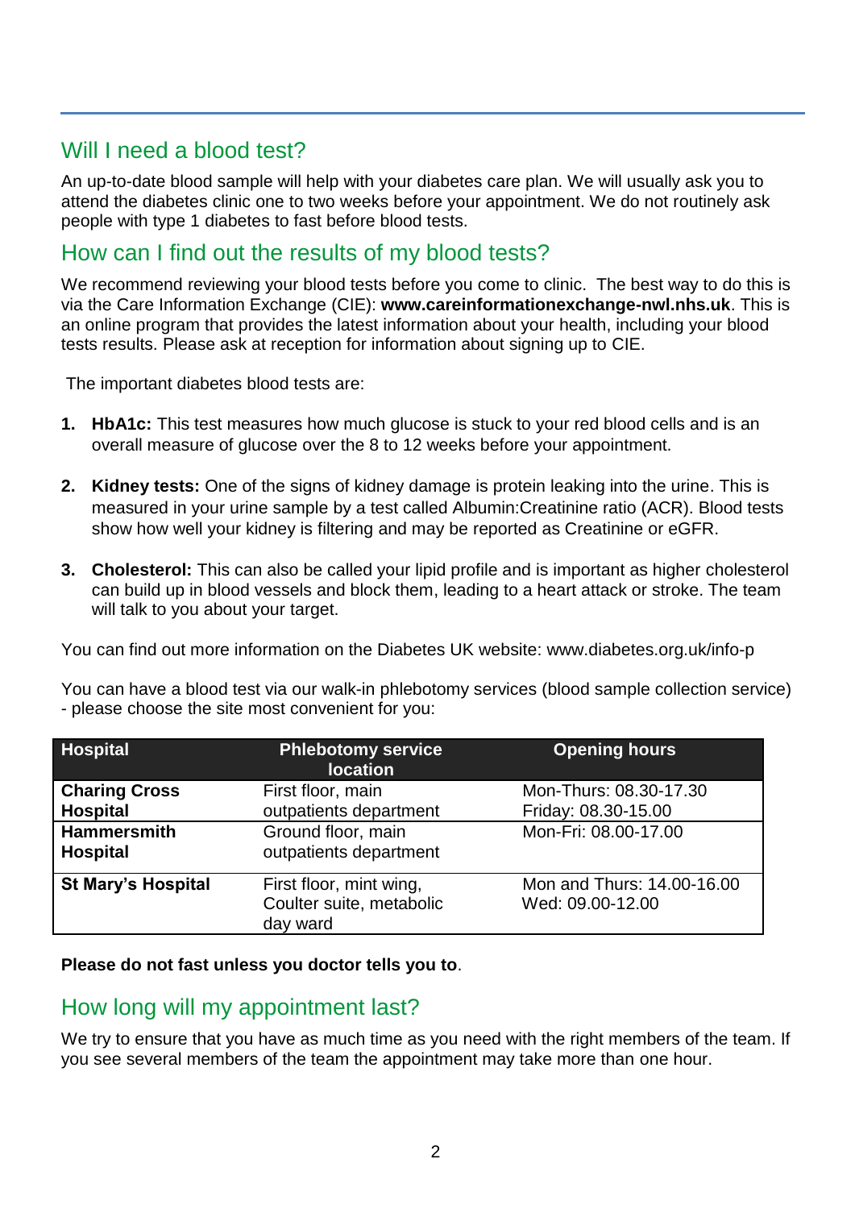## Will I need a blood test?

An up-to-date blood sample will help with your diabetes care plan. We will usually ask you to attend the diabetes clinic one to two weeks before your appointment. We do not routinely ask people with type 1 diabetes to fast before blood tests.

## How can I find out the results of my blood tests?

We recommend reviewing your blood tests before you come to clinic. The best way to do this is via the Care Information Exchange (CIE): **www.careinformationexchange-nwl.nhs.uk**. This is an online program that provides the latest information about your health, including your blood tests results. Please ask at reception for information about signing up to CIE.

The important diabetes blood tests are:

1. **HbA1c:** This test measures how much glucose is stuck to your red blood cells and is an overall measure of glucose over the 8 to 12 weeks before your appointment.

2. **Kidney tests:** One of the signs of kidney damage is protein leaking into the urine. This is measured in your urine sample by a test called Albumin:Creatinine ratio (ACR). Blood tests show how well your kidney is filtering and may be reported as Creatinine or eGFR.

3. **Cholesterol:** This can also be called your lipid profile and is important as higher cholesterol can build up in blood vessels and block them, leading to a heart attack or stroke. The team will talk to you about your target.

You can find out more information on the Diabetes UK website: www.diabetes.org.uk/info-p

You can have a blood test via our walk-in phlebotomy services (blood sample collection service) - please choose the site most convenient for you:

| Hospital | Phlebotomy service location | Opening hours |
|---|---|---|
| **Charing Cross Hospital** | First floor, main outpatients department | Mon-Thurs: 08.30-17.30<br>Friday: 08.30-15.00 |
| **Hammersmith Hospital** | Ground floor, main outpatients department | Mon-Fri: 08.00-17.00 |
| **St Mary's Hospital** | First floor, mint wing, Coulter suite, metabolic day ward | Mon and Thurs: 14.00-16.00<br>Wed: 09.00-12.00 |

**Please do not fast unless you doctor tells you to**.

## How long will my appointment last?

We try to ensure that you have as much time as you need with the right members of the team. If you see several members of the team the appointment may take more than one hour.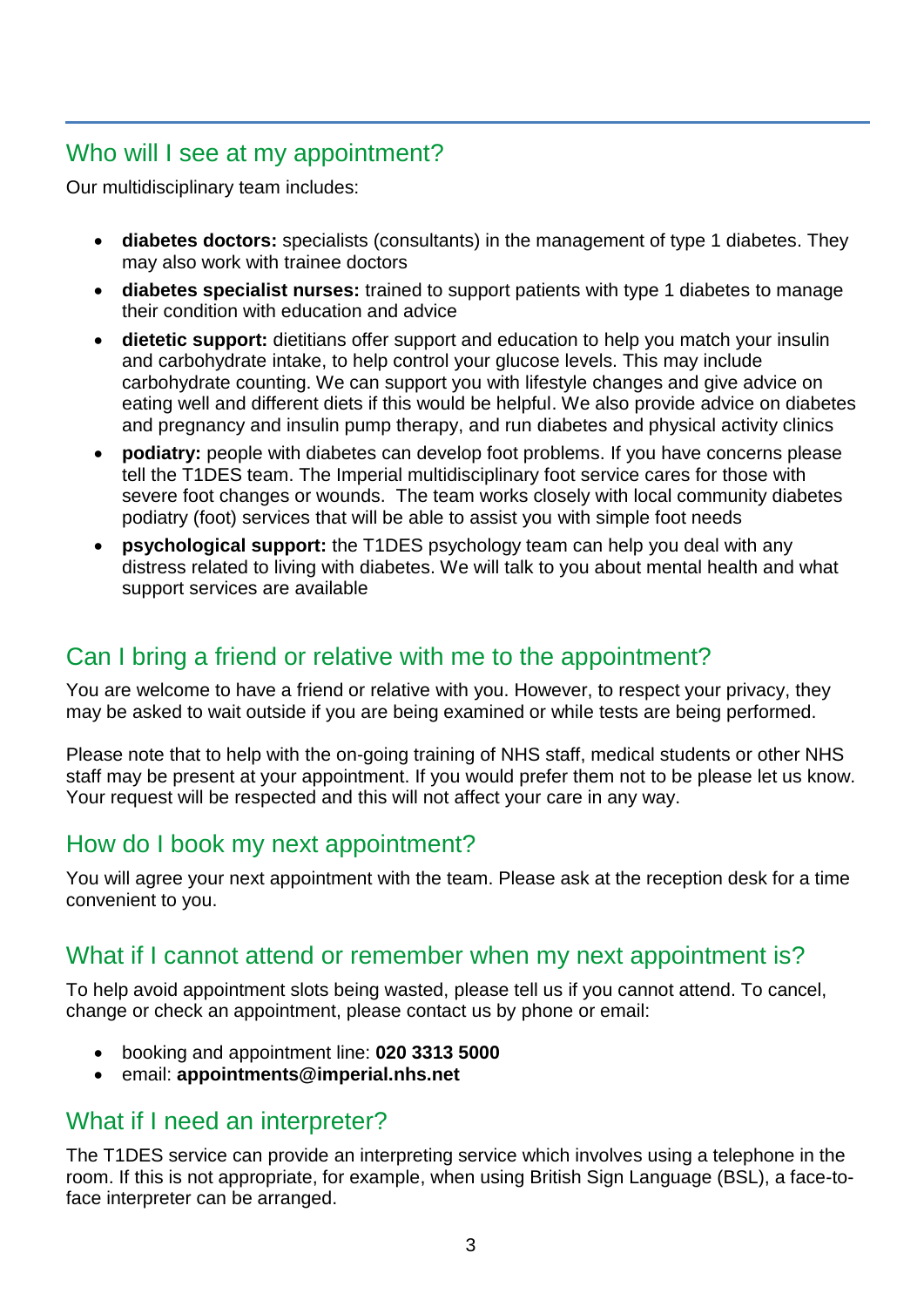## Who will I see at my appointment?

Our multidisciplinary team includes:

- **diabetes doctors:** specialists (consultants) in the management of type 1 diabetes. They may also work with trainee doctors
- **diabetes specialist nurses:** trained to support patients with type 1 diabetes to manage their condition with education and advice
- **dietetic support:** dietitians offer support and education to help you match your insulin and carbohydrate intake, to help control your glucose levels. This may include carbohydrate counting. We can support you with lifestyle changes and give advice on eating well and different diets if this would be helpful. We also provide advice on diabetes and pregnancy and insulin pump therapy, and run diabetes and physical activity clinics
- **podiatry:** people with diabetes can develop foot problems. If you have concerns please tell the T1DES team. The Imperial multidisciplinary foot service cares for those with severe foot changes or wounds. The team works closely with local community diabetes podiatry (foot) services that will be able to assist you with simple foot needs
- **psychological support:** the T1DES psychology team can help you deal with any distress related to living with diabetes. We will talk to you about mental health and what support services are available

## Can I bring a friend or relative with me to the appointment?

You are welcome to have a friend or relative with you. However, to respect your privacy, they may be asked to wait outside if you are being examined or while tests are being performed.

Please note that to help with the on-going training of NHS staff, medical students or other NHS staff may be present at your appointment. If you would prefer them not to be please let us know. Your request will be respected and this will not affect your care in any way.

## How do I book my next appointment?

You will agree your next appointment with the team. Please ask at the reception desk for a time convenient to you.

## What if I cannot attend or remember when my next appointment is?

To help avoid appointment slots being wasted, please tell us if you cannot attend. To cancel, change or check an appointment, please contact us by phone or email:

- booking and appointment line: **020 3313 5000**
- email: **appointments@imperial.nhs.net**

## What if I need an interpreter?

The T1DES service can provide an interpreting service which involves using a telephone in the room. If this is not appropriate, for example, when using British Sign Language (BSL), a face-to-face interpreter can be arranged.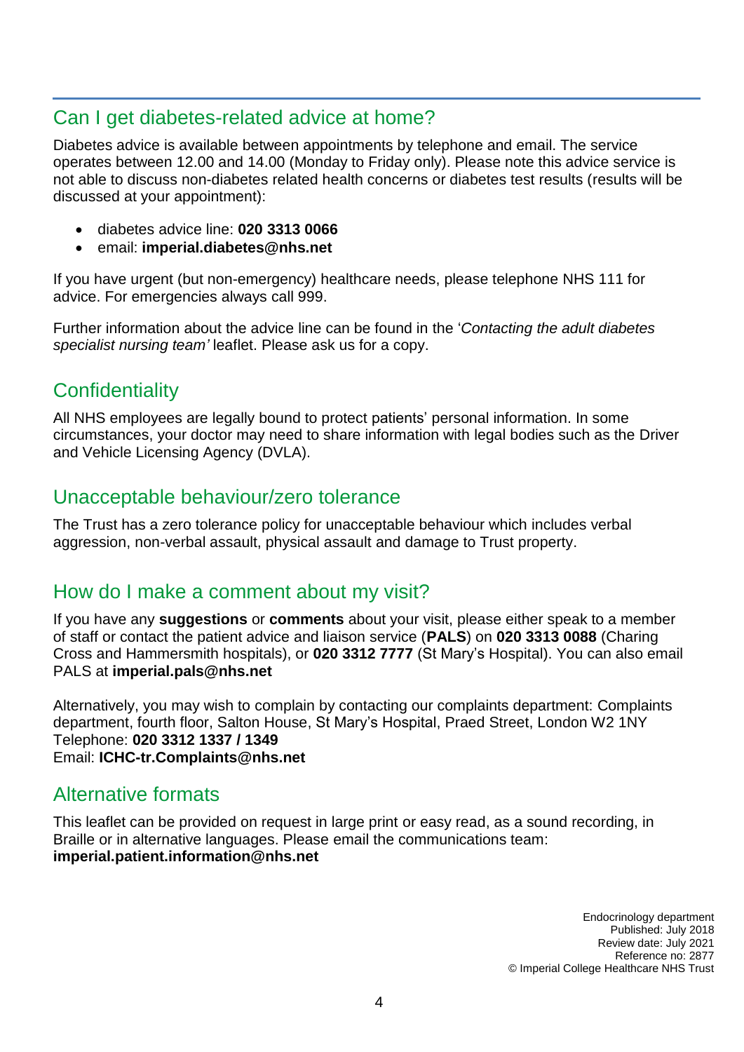## Can I get diabetes-related advice at home?

Diabetes advice is available between appointments by telephone and email. The service operates between 12.00 and 14.00 (Monday to Friday only). Please note this advice service is not able to discuss non-diabetes related health concerns or diabetes test results (results will be discussed at your appointment):

- diabetes advice line: **020 3313 0066**
- email: **imperial.diabetes@nhs.net**

If you have urgent (but non-emergency) healthcare needs, please telephone NHS 111 for advice. For emergencies always call 999.

Further information about the advice line can be found in the '*Contacting the adult diabetes specialist nursing team'* leaflet. Please ask us for a copy.

## Confidentiality

All NHS employees are legally bound to protect patients' personal information. In some circumstances, your doctor may need to share information with legal bodies such as the Driver and Vehicle Licensing Agency (DVLA).

## Unacceptable behaviour/zero tolerance

The Trust has a zero tolerance policy for unacceptable behaviour which includes verbal aggression, non-verbal assault, physical assault and damage to Trust property.

## How do I make a comment about my visit?

If you have any **suggestions** or **comments** about your visit, please either speak to a member of staff or contact the patient advice and liaison service (**PALS**) on **020 3313 0088** (Charing Cross and Hammersmith hospitals), or **020 3312 7777** (St Mary's Hospital). You can also email PALS at **imperial.pals@nhs.net**

Alternatively, you may wish to complain by contacting our complaints department: Complaints department, fourth floor, Salton House, St Mary's Hospital, Praed Street, London W2 1NY
Telephone: **020 3312 1337 / 1349**
Email: **ICHC-tr.Complaints@nhs.net**

## Alternative formats

This leaflet can be provided on request in large print or easy read, as a sound recording, in Braille or in alternative languages. Please email the communications team:
**imperial.patient.information@nhs.net**

Endocrinology department
Published: July 2018
Review date: July 2021
Reference no: 2877
© Imperial College Healthcare NHS Trust